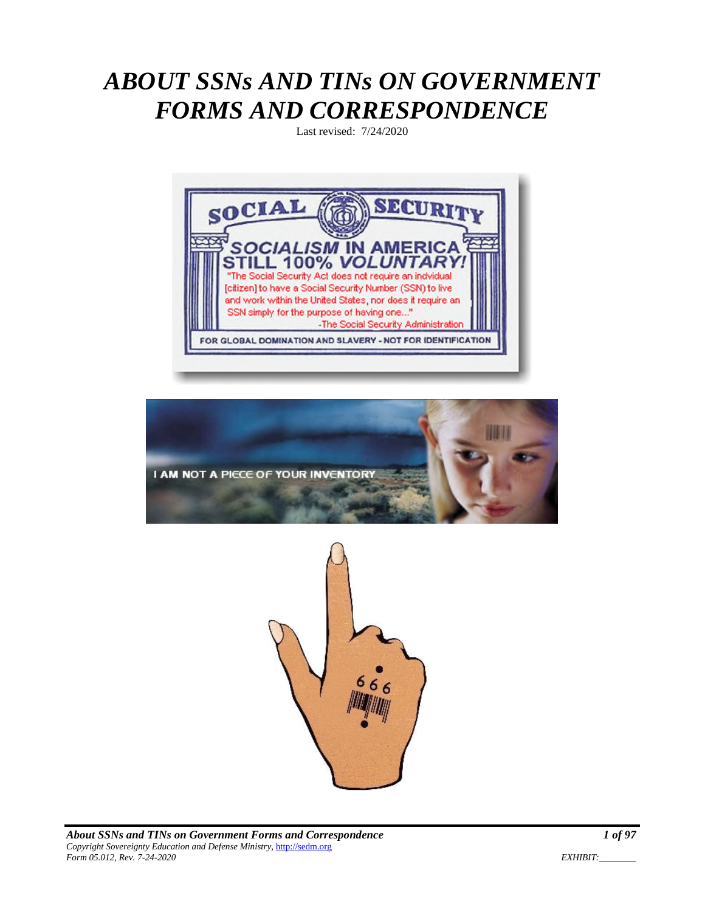# *ABOUT SSNs AND TINs ON GOVERNMENT FORMS AND CORRESPONDENCE*

Last revised: 7/24/2020

SOCIAL SECURITY

SOCIALISM IN AMERICA STILL 100% VOLUNTARY!

"The Social Security Act does not require an individual [citizen] to have a Social Security Number (SSN) to live and work within the United States, nor does it require an SSN simply for the purpose of having one..."

-The Social Security Administration

FOR GLOBAL DOMINATION AND SLAVERY - NOT FOR IDENTIFICATION

I AM NOT A PIECE OF YOUR INVENTORY

666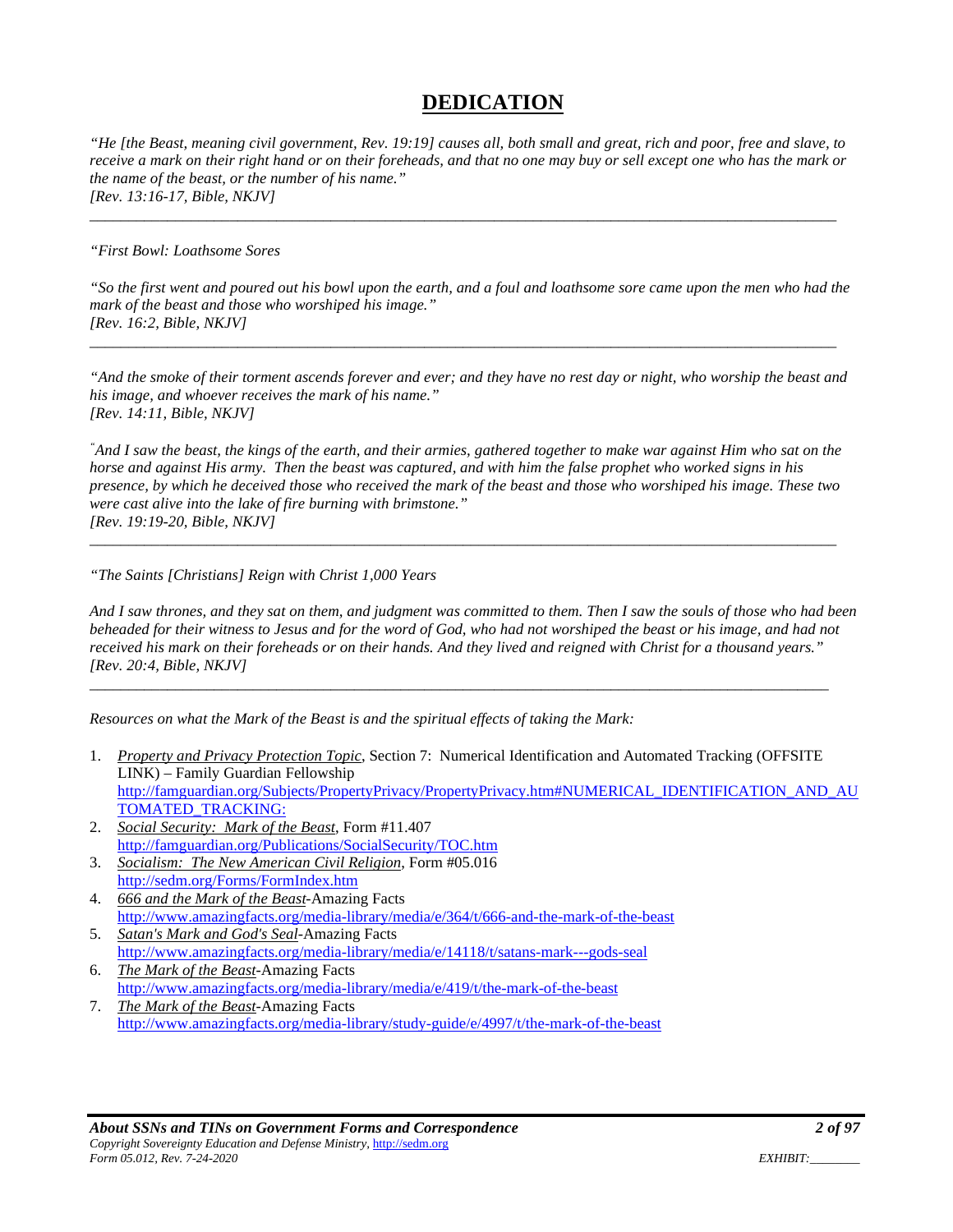# DEDICATION

*"He [the Beast, meaning civil government, Rev. 19:19] causes all, both small and great, rich and poor, free and slave, to receive a mark on their right hand or on their foreheads, and that no one may buy or sell except one who has the mark or the name of the beast, or the number of his name."*
*[Rev. 13:16-17, Bible, NKJV]*

---

*"First Bowl: Loathsome Sores*

*"So the first went and poured out his bowl upon the earth, and a foul and loathsome sore came upon the men who had the mark of the beast and those who worshiped his image."*
*[Rev. 16:2, Bible, NKJV]*

---

*"And the smoke of their torment ascends forever and ever; and they have no rest day or night, who worship the beast and his image, and whoever receives the mark of his name."*
*[Rev. 14:11, Bible, NKJV]*

*"And I saw the beast, the kings of the earth, and their armies, gathered together to make war against Him who sat on the horse and against His army. Then the beast was captured, and with him the false prophet who worked signs in his presence, by which he deceived those who received the mark of the beast and those who worshiped his image. These two were cast alive into the lake of fire burning with brimstone."*
*[Rev. 19:19-20, Bible, NKJV]*

---

*"The Saints [Christians] Reign with Christ 1,000 Years*

*And I saw thrones, and they sat on them, and judgment was committed to them. Then I saw the souls of those who had been beheaded for their witness to Jesus and for the word of God, who had not worshiped the beast or his image, and had not received his mark on their foreheads or on their hands. And they lived and reigned with Christ for a thousand years."*
*[Rev. 20:4, Bible, NKJV]*

---

*Resources on what the Mark of the Beast is and the spiritual effects of taking the Mark:*

1. *Property and Privacy Protection Topic*, Section 7: Numerical Identification and Automated Tracking (OFFSITE LINK) – Family Guardian Fellowship
   http://famguardian.org/Subjects/PropertyPrivacy/PropertyPrivacy.htm#NUMERICAL_IDENTIFICATION_AND_AUTOMATED_TRACKING:
2. *Social Security: Mark of the Beast*, Form #11.407
   http://famguardian.org/Publications/SocialSecurity/TOC.htm
3. *Socialism: The New American Civil Religion*, Form #05.016
   http://sedm.org/Forms/FormIndex.htm
4. *666 and the Mark of the Beast*-Amazing Facts
   http://www.amazingfacts.org/media-library/media/e/364/t/666-and-the-mark-of-the-beast
5. *Satan's Mark and God's Seal*-Amazing Facts
   http://www.amazingfacts.org/media-library/media/e/14118/t/satans-mark---gods-seal
6. *The Mark of the Beast*-Amazing Facts
   http://www.amazingfacts.org/media-library/media/e/419/t/the-mark-of-the-beast
7. *The Mark of the Beast*-Amazing Facts
   http://www.amazingfacts.org/media-library/study-guide/e/4997/t/the-mark-of-the-beast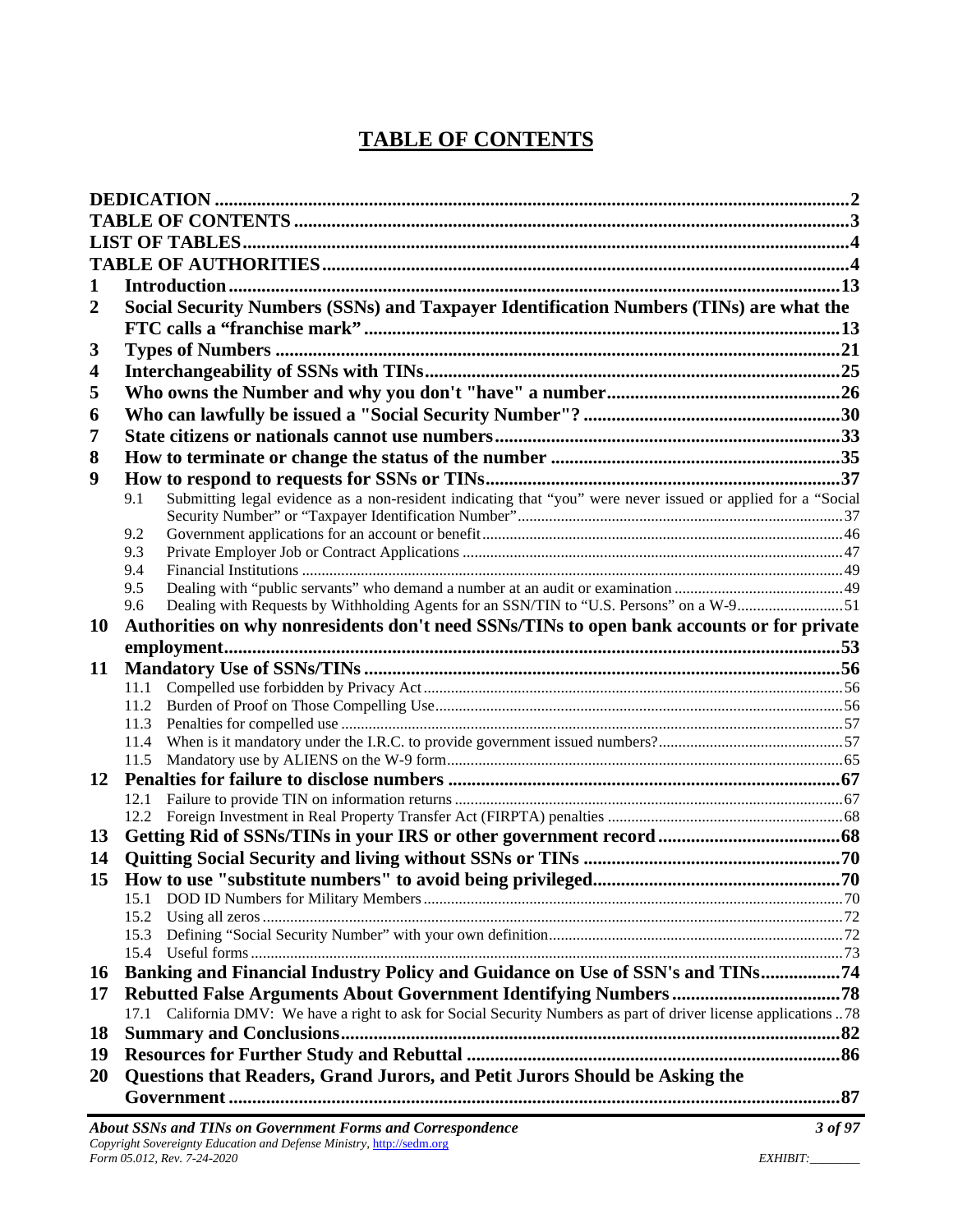# TABLE OF CONTENTS

**DEDICATION** .....2
**TABLE OF CONTENTS** .....3
**LIST OF TABLES** .....4
**TABLE OF AUTHORITIES** .....4

**1 Introduction** .....13
**2 Social Security Numbers (SSNs) and Taxpayer Identification Numbers (TINs) are what the FTC calls a "franchise mark"** .....13
**3 Types of Numbers** .....21
**4 Interchangeability of SSNs with TINs** .....25
**5 Who owns the Number and why you don't "have" a number** .....26
**6 Who can lawfully be issued a "Social Security Number"?** .....30
**7 State citizens or nationals cannot use numbers** .....33
**8 How to terminate or change the status of the number** .....35
**9 How to respond to requests for SSNs or TINs** .....37
- 9.1 Submitting legal evidence as a non-resident indicating that "you" were never issued or applied for a "Social Security Number" or "Taxpayer Identification Number" .....37
- 9.2 Government applications for an account or benefit .....46
- 9.3 Private Employer Job or Contract Applications .....47
- 9.4 Financial Institutions .....49
- 9.5 Dealing with "public servants" who demand a number at an audit or examination .....49
- 9.6 Dealing with Requests by Withholding Agents for an SSN/TIN to "U.S. Persons" on a W-9 .....51

**10 Authorities on why nonresidents don't need SSNs/TINs to open bank accounts or for private employment** .....53
**11 Mandatory Use of SSNs/TINs** .....56
- 11.1 Compelled use forbidden by Privacy Act .....56
- 11.2 Burden of Proof on Those Compelling Use .....56
- 11.3 Penalties for compelled use .....57
- 11.4 When is it mandatory under the I.R.C. to provide government issued numbers? .....57
- 11.5 Mandatory use by ALIENS on the W-9 form .....65

**12 Penalties for failure to disclose numbers** .....67
- 12.1 Failure to provide TIN on information returns .....67
- 12.2 Foreign Investment in Real Property Transfer Act (FIRPTA) penalties .....68

**13 Getting Rid of SSNs/TINs in your IRS or other government record** .....68
**14 Quitting Social Security and living without SSNs or TINs** .....70
**15 How to use "substitute numbers" to avoid being privileged** .....70
- 15.1 DOD ID Numbers for Military Members .....70
- 15.2 Using all zeros .....72
- 15.3 Defining "Social Security Number" with your own definition .....72
- 15.4 Useful forms .....73

**16 Banking and Financial Industry Policy and Guidance on Use of SSN's and TINs** .....74
**17 Rebutted False Arguments About Government Identifying Numbers** .....78
- 17.1 California DMV: We have a right to ask for Social Security Numbers as part of driver license applications .....78

**18 Summary and Conclusions** .....82
**19 Resources for Further Study and Rebuttal** .....86
**20 Questions that Readers, Grand Jurors, and Petit Jurors Should be Asking the Government** .....87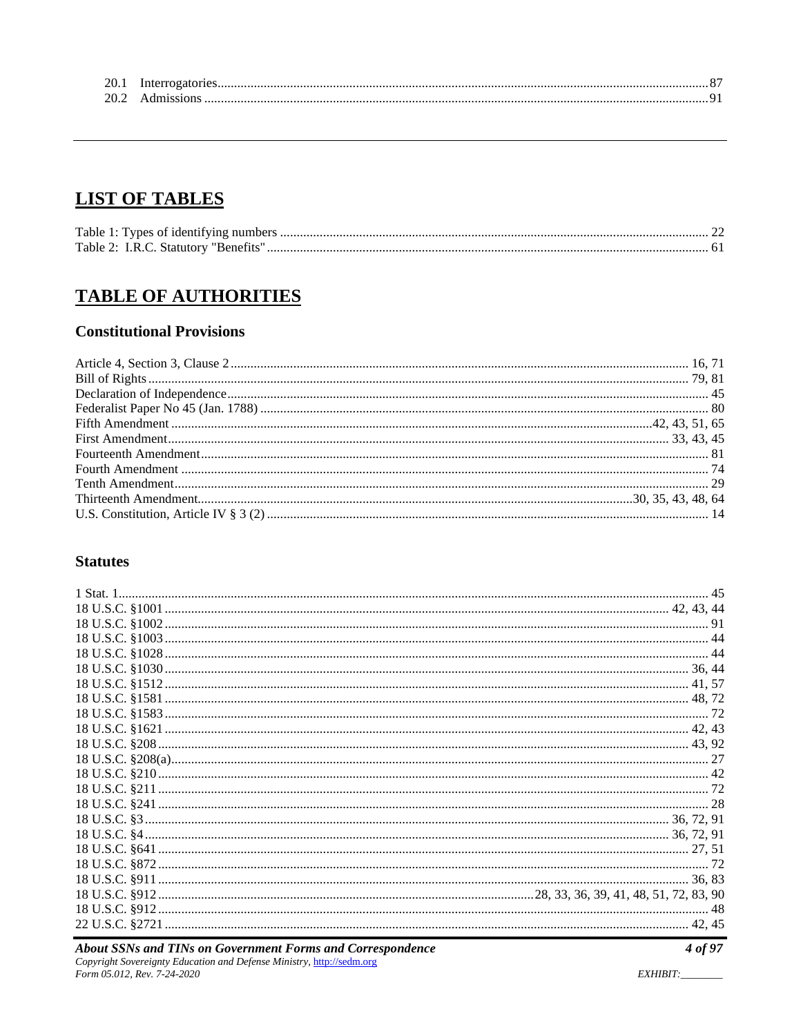20.1 Interrogatories....87
20.2 Admissions....91

---

## LIST OF TABLES

Table 1: Types of identifying numbers .... 22
Table 2: I.R.C. Statutory "Benefits" .... 61

## TABLE OF AUTHORITIES

### Constitutional Provisions

Article 4, Section 3, Clause 2 .... 16, 71
Bill of Rights .... 79, 81
Declaration of Independence .... 45
Federalist Paper No 45 (Jan. 1788) .... 80
Fifth Amendment .... 42, 43, 51, 65
First Amendment .... 33, 43, 45
Fourteenth Amendment .... 81
Fourth Amendment .... 74
Tenth Amendment .... 29
Thirteenth Amendment .... 30, 35, 43, 48, 64
U.S. Constitution, Article IV § 3 (2) .... 14

### Statutes

1 Stat. 1 .... 45
18 U.S.C. §1001 .... 42, 43, 44
18 U.S.C. §1002 .... 91
18 U.S.C. §1003 .... 44
18 U.S.C. §1028 .... 44
18 U.S.C. §1030 .... 36, 44
18 U.S.C. §1512 .... 41, 57
18 U.S.C. §1581 .... 48, 72
18 U.S.C. §1583 .... 72
18 U.S.C. §1621 .... 42, 43
18 U.S.C. §208 .... 43, 92
18 U.S.C. §208(a) .... 27
18 U.S.C. §210 .... 42
18 U.S.C. §211 .... 72
18 U.S.C. §241 .... 28
18 U.S.C. §3 .... 36, 72, 91
18 U.S.C. §4 .... 36, 72, 91
18 U.S.C. §641 .... 27, 51
18 U.S.C. §872 .... 72
18 U.S.C. §911 .... 36, 83
18 U.S.C. §912 .... 28, 33, 36, 39, 41, 48, 51, 72, 83, 90
18 U.S.C. §912 .... 48
22 U.S.C. §2721 .... 42, 45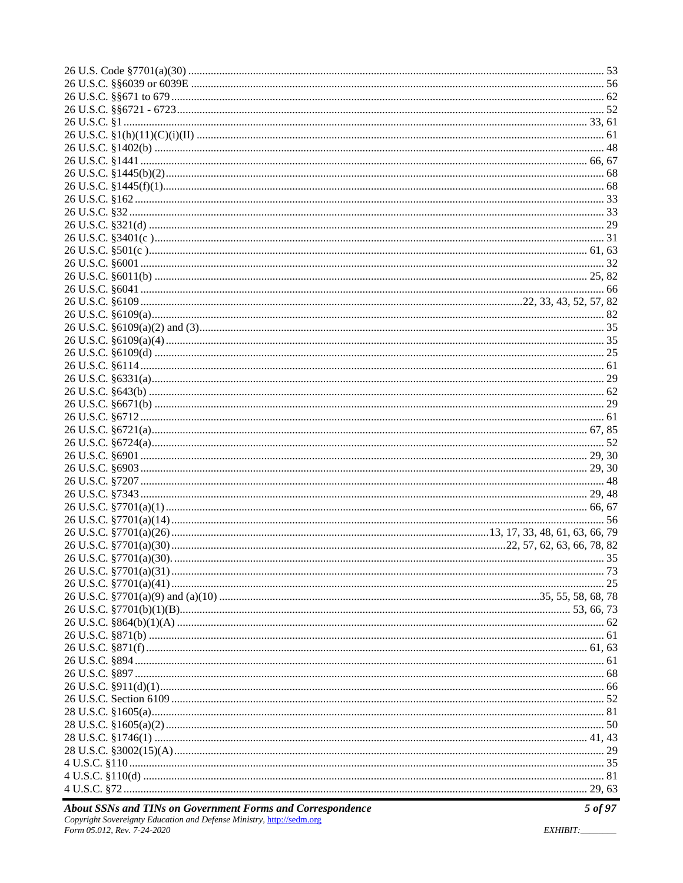26 U.S. Code §7701(a)(30) ........................................................................................................ 53
26 U.S.C. §§6039 or 6039E ........................................................................................................ 56
26 U.S.C. §§671 to 679 .............................................................................................................. 62
26 U.S.C. §§6721 - 6723 ............................................................................................................ 52
26 U.S.C. §1 ........................................................................................................................ 33, 61
26 U.S.C. §1(h)(11)(C)(i)(II) ....................................................................................................... 61
26 U.S.C. §1402(b) ..................................................................................................................... 48
26 U.S.C. §1441 .................................................................................................................. 66, 67
26 U.S.C. §1445(b)(2) ................................................................................................................. 68
26 U.S.C. §1445(f)(1) .................................................................................................................. 68
26 U.S.C. §162 ............................................................................................................................ 33
26 U.S.C. §32 .............................................................................................................................. 33
26 U.S.C. §321(d) ....................................................................................................................... 29
26 U.S.C. §3401(c ) ..................................................................................................................... 31
26 U.S.C. §501(c ) ................................................................................................................ 61, 63
26 U.S.C. §6001 .......................................................................................................................... 32
26 U.S.C. §6011(b) ............................................................................................................... 25, 82
26 U.S.C. §6041 .......................................................................................................................... 66
26 U.S.C. §6109 ................................................................................................ 22, 33, 43, 52, 57, 82
26 U.S.C. §6109(a) ...................................................................................................................... 82
26 U.S.C. §6109(a)(2) and (3) ...................................................................................................... 35
26 U.S.C. §6109(a)(4) .................................................................................................................. 35
26 U.S.C. §6109(d) ...................................................................................................................... 25
26 U.S.C. §6114 ........................................................................................................................... 61
26 U.S.C. §6331(a) ....................................................................................................................... 29
26 U.S.C. §643(b) ........................................................................................................................ 62
26 U.S.C. §6671(b) ...................................................................................................................... 29
26 U.S.C. §6712 ........................................................................................................................... 61
26 U.S.C. §6721(a) ................................................................................................................ 67, 85
26 U.S.C. §6724(a) ....................................................................................................................... 52
26 U.S.C. §6901 .................................................................................................................... 29, 30
26 U.S.C. §6903 .................................................................................................................... 29, 30
26 U.S.C. §7207 ........................................................................................................................... 48
26 U.S.C. §7343 .................................................................................................................... 29, 48
26 U.S.C. §7701(a)(1) ........................................................................................................... 66, 67
26 U.S.C. §7701(a)(14) ................................................................................................................. 56
26 U.S.C. §7701(a)(26) ..................................................................................... 13, 17, 33, 48, 61, 63, 66, 79
26 U.S.C. §7701(a)(30) ........................................................................................ 22, 57, 62, 63, 66, 78, 82
26 U.S.C. §7701(a)(30). ................................................................................................................ 35
26 U.S.C. §7701(a)(31) ................................................................................................................. 73
26 U.S.C. §7701(a)(41) ................................................................................................................. 25
26 U.S.C. §7701(a)(9) and (a)(10) ...................................................................................... 35, 55, 58, 68, 78
26 U.S.C. §7701(b)(1)(B) ....................................................................................................... 53, 66, 73
26 U.S.C. §864(b)(1)(A) ................................................................................................................ 62
26 U.S.C. §871(b) ......................................................................................................................... 61
26 U.S.C. §871(f) ................................................................................................................... 61, 63
26 U.S.C. §894 .............................................................................................................................. 61
26 U.S.C. §897 .............................................................................................................................. 68
26 U.S.C. §911(d)(1) ..................................................................................................................... 66
26 U.S.C. Section 6109 ................................................................................................................. 52
28 U.S.C. §1605(a) ........................................................................................................................ 81
28 U.S.C. §1605(a)(2) .................................................................................................................... 50
28 U.S.C. §1746(1) ................................................................................................................. 41, 43
28 U.S.C. §3002(15)(A) ................................................................................................................. 29
4 U.S.C. §110 ................................................................................................................................ 35
4 U.S.C. §110(d) ........................................................................................................................... 81
4 U.S.C. §72 ........................................................................................................................... 29, 63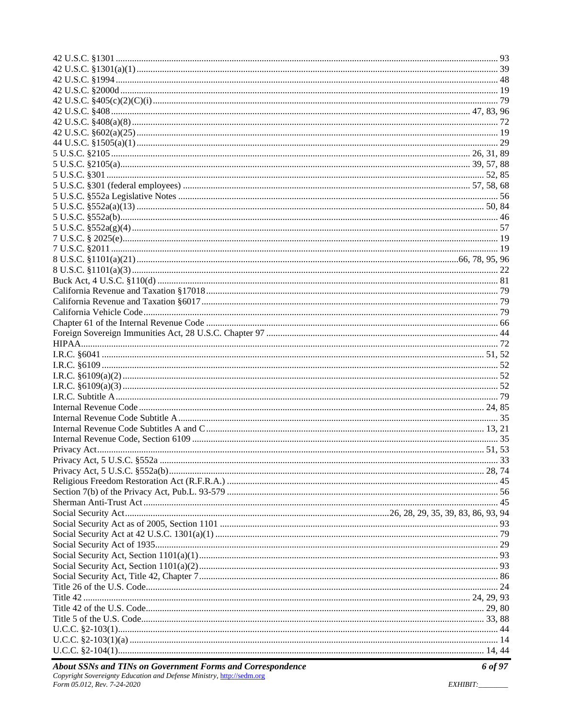42 U.S.C. §1301 ........................................................ 93
42 U.S.C. §1301(a)(1) ........................................................ 39
42 U.S.C. §1994 ........................................................ 48
42 U.S.C. §2000d ........................................................ 19
42 U.S.C. §405(c)(2)(C)(i) ........................................................ 79
42 U.S.C. §408 ........................................................ 47, 83, 96
42 U.S.C. §408(a)(8) ........................................................ 72
42 U.S.C. §602(a)(25) ........................................................ 19
44 U.S.C. §1505(a)(1) ........................................................ 29
5 U.S.C. §2105 ........................................................ 26, 31, 89
5 U.S.C. §2105(a) ........................................................ 39, 57, 88
5 U.S.C. §301 ........................................................ 52, 85
5 U.S.C. §301 (federal employees) ........................................................ 57, 58, 68
5 U.S.C. §552a Legislative Notes ........................................................ 56
5 U.S.C. §552a(a)(13) ........................................................ 50, 84
5 U.S.C. §552a(b) ........................................................ 46
5 U.S.C. §552a(g)(4) ........................................................ 57
7 U.S.C. § 2025(e) ........................................................ 19
7 U.S.C. §2011 ........................................................ 19
8 U.S.C. §1101(a)(21) ........................................................ 66, 78, 95, 96
8 U.S.C. §1101(a)(3) ........................................................ 22
Buck Act, 4 U.S.C. §110(d) ........................................................ 81
California Revenue and Taxation §17018 ........................................................ 79
California Revenue and Taxation §6017 ........................................................ 79
California Vehicle Code ........................................................ 79
Chapter 61 of the Internal Revenue Code ........................................................ 66
Foreign Sovereign Immunities Act, 28 U.S.C. Chapter 97 ........................................................ 44
HIPAA ........................................................ 72
I.R.C. §6041 ........................................................ 51, 52
I.R.C. §6109 ........................................................ 52
I.R.C. §6109(a)(2) ........................................................ 52
I.R.C. §6109(a)(3) ........................................................ 52
I.R.C. Subtitle A ........................................................ 79
Internal Revenue Code ........................................................ 24, 85
Internal Revenue Code Subtitle A ........................................................ 35
Internal Revenue Code Subtitles A and C ........................................................ 13, 21
Internal Revenue Code, Section 6109 ........................................................ 35
Privacy Act ........................................................ 51, 53
Privacy Act, 5 U.S.C. §552a ........................................................ 33
Privacy Act, 5 U.S.C. §552a(b) ........................................................ 28, 74
Religious Freedom Restoration Act (R.F.R.A.) ........................................................ 45
Section 7(b) of the Privacy Act, Pub.L. 93-579 ........................................................ 56
Sherman Anti-Trust Act ........................................................ 45
Social Security Act ........................................................ 26, 28, 29, 35, 39, 83, 86, 93, 94
Social Security Act as of 2005, Section 1101 ........................................................ 93
Social Security Act at 42 U.S.C. 1301(a)(1) ........................................................ 79
Social Security Act of 1935 ........................................................ 29
Social Security Act, Section 1101(a)(1) ........................................................ 93
Social Security Act, Section 1101(a)(2) ........................................................ 93
Social Security Act, Title 42, Chapter 7 ........................................................ 86
Title 26 of the U.S. Code ........................................................ 24
Title 42 ........................................................ 24, 29, 93
Title 42 of the U.S. Code ........................................................ 29, 80
Title 5 of the U.S. Code ........................................................ 33, 88
U.C.C. §2-103(1) ........................................................ 44
U.C.C. §2-103(1)(a) ........................................................ 14
U.C.C. §2-104(1) ........................................................ 14, 44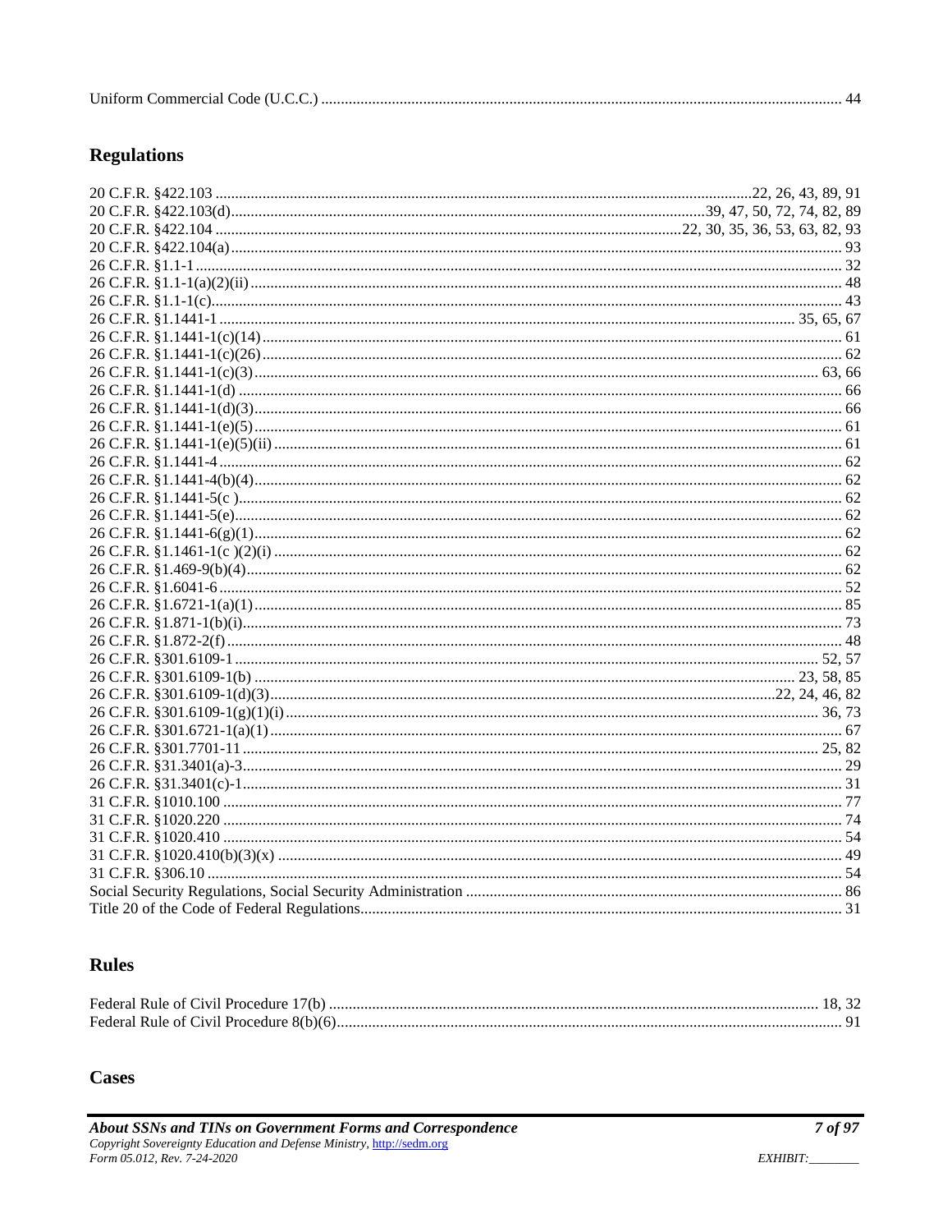Uniform Commercial Code (U.C.C.) ........................................................................................................................ 44

## Regulations

20 C.F.R. §422.103 .......................................................................................................................22, 26, 43, 89, 91
20 C.F.R. §422.103(d).......................................................................................................39, 47, 50, 72, 74, 82, 89
20 C.F.R. §422.104 ................................................................................................22, 30, 35, 36, 53, 63, 82, 93
20 C.F.R. §422.104(a)......................................................................................................................................... 93
26 C.F.R. §1.1-1................................................................................................................................................... 32
26 C.F.R. §1.1-1(a)(2)(ii).................................................................................................................................... 48
26 C.F.R. §1.1-1(c)............................................................................................................................................... 43
26 C.F.R. §1.1441-1 ..................................................................................................................................35, 65, 67
26 C.F.R. §1.1441-1(c)(14).................................................................................................................................. 61
26 C.F.R. §1.1441-1(c)(26).................................................................................................................................. 62
26 C.F.R. §1.1441-1(c)(3)................................................................................................................................63, 66
26 C.F.R. §1.1441-1(d) ........................................................................................................................................ 66
26 C.F.R. §1.1441-1(d)(3).................................................................................................................................... 66
26 C.F.R. §1.1441-1(e)(5).................................................................................................................................... 61
26 C.F.R. §1.1441-1(e)(5)(ii) ............................................................................................................................... 61
26 C.F.R. §1.1441-4 ............................................................................................................................................. 62
26 C.F.R. §1.1441-4(b)(4).................................................................................................................................... 62
26 C.F.R. §1.1441-5(c )........................................................................................................................................ 62
26 C.F.R. §1.1441-5(e)......................................................................................................................................... 62
26 C.F.R. §1.1441-6(g)(1).................................................................................................................................... 62
26 C.F.R. §1.1461-1(c )(2)(i) ............................................................................................................................... 62
26 C.F.R. §1.469-9(b)(4)...................................................................................................................................... 62
26 C.F.R. §1.6041-6 ............................................................................................................................................. 52
26 C.F.R. §1.6721-1(a)(1).................................................................................................................................... 85
26 C.F.R. §1.871-1(b)(i)....................................................................................................................................... 73
26 C.F.R. §1.872-2(f)........................................................................................................................................... 48
26 C.F.R. §301.6109-1 ....................................................................................................................................52, 57
26 C.F.R. §301.6109-1(b) ..........................................................................................................................23, 58, 85
26 C.F.R. §301.6109-1(d)(3)...............................................................................................................22, 24, 46, 82
26 C.F.R. §301.6109-1(g)(1)(i) ......................................................................................................................36, 73
26 C.F.R. §301.6721-1(a)(1) ................................................................................................................................ 67
26 C.F.R. §301.7701-11 ..................................................................................................................................25, 82
26 C.F.R. §31.3401(a)-3........................................................................................................................................ 29
26 C.F.R. §31.3401(c)-1........................................................................................................................................ 31
31 C.F.R. §1010.100 ............................................................................................................................................ 77
31 C.F.R. §1020.220 ............................................................................................................................................ 74
31 C.F.R. §1020.410 ............................................................................................................................................ 54
31 C.F.R. §1020.410(b)(3)(x) ............................................................................................................................... 49
31 C.F.R. §306.10 ................................................................................................................................................ 54
Social Security Regulations, Social Security Administration ............................................................................... 86
Title 20 of the Code of Federal Regulations.......................................................................................................... 31

## Rules

Federal Rule of Civil Procedure 17(b) ..............................................................................................................18, 32
Federal Rule of Civil Procedure 8(b)(6)................................................................................................................ 91

## Cases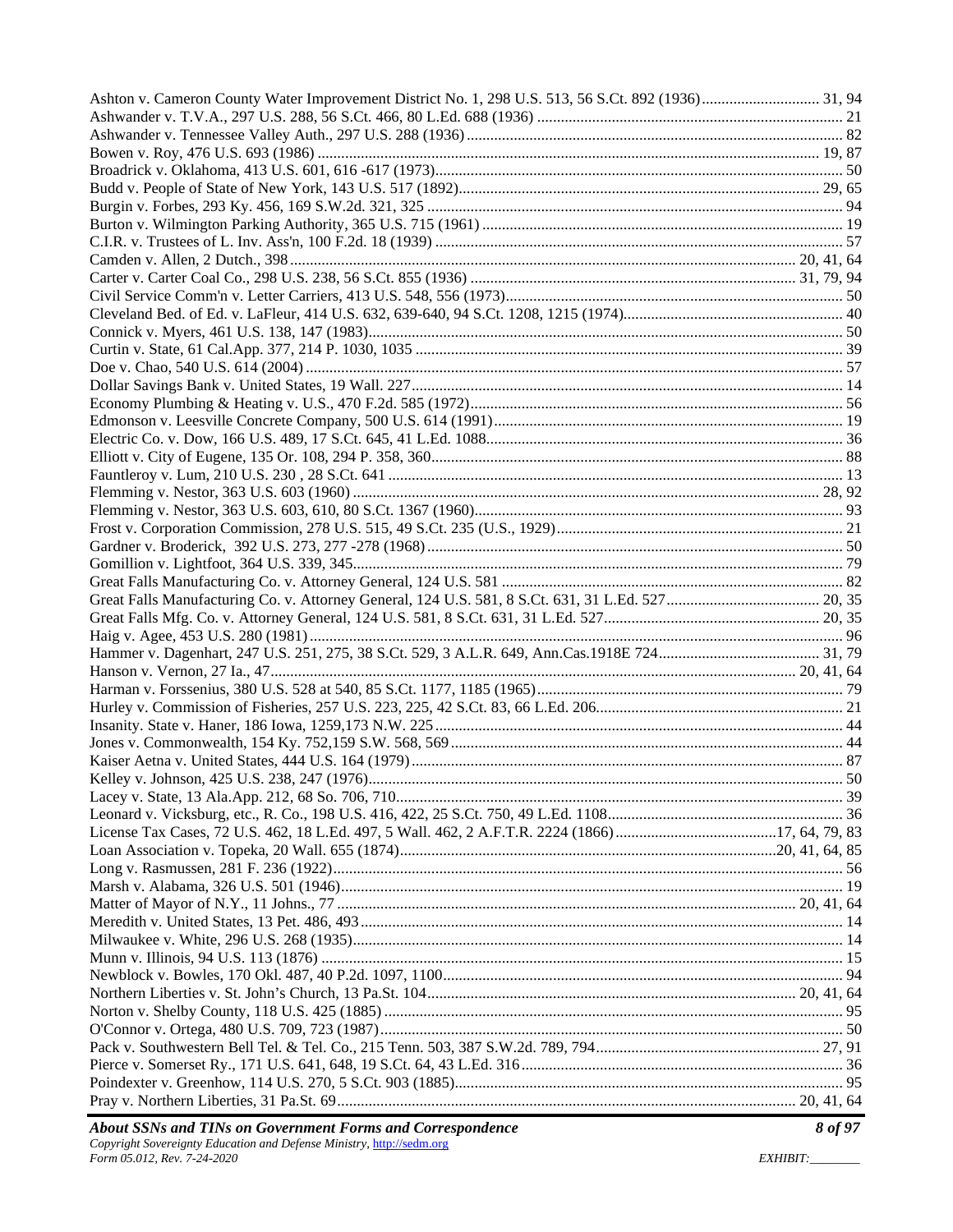Ashton v. Cameron County Water Improvement District No. 1, 298 U.S. 513, 56 S.Ct. 892 (1936) ............................. 31, 94
Ashwander v. T.V.A., 297 U.S. 288, 56 S.Ct. 466, 80 L.Ed. 688 (1936) ............................................................ 21
Ashwander v. Tennessee Valley Auth., 297 U.S. 288 (1936) .............................................................................. 82
Bowen v. Roy, 476 U.S. 693 (1986) .............................................................................................................. 19, 87
Broadrick v. Oklahoma, 413 U.S. 601, 616 -617 (1973)...................................................................................... 50
Budd v. People of State of New York, 143 U.S. 517 (1892)........................................................................... 29, 65
Burgin v. Forbes, 293 Ky. 456, 169 S.W.2d. 321, 325 ........................................................................................ 94
Burton v. Wilmington Parking Authority, 365 U.S. 715 (1961) ........................................................................... 19
C.I.R. v. Trustees of L. Inv. Ass'n, 100 F.2d. 18 (1939) ....................................................................................... 57
Camden v. Allen, 2 Dutch., 398 .............................................................................................................. 20, 41, 64
Carter v. Carter Coal Co., 298 U.S. 238, 56 S.Ct. 855 (1936) ................................................................. 31, 79, 94
Civil Service Comm'n v. Letter Carriers, 413 U.S. 548, 556 (1973)..................................................................... 50
Cleveland Bed. of Ed. v. LaFleur, 414 U.S. 632, 639-640, 94 S.Ct. 1208, 1215 (1974)....................................... 40
Connick v. Myers, 461 U.S. 138, 147 (1983)....................................................................................................... 50
Curtin v. State, 61 Cal.App. 377, 214 P. 1030, 1035 ............................................................................................ 39
Doe v. Chao, 540 U.S. 614 (2004) ....................................................................................................................... 57
Dollar Savings Bank v. United States, 19 Wall. 227............................................................................................. 14
Economy Plumbing & Heating v. U.S., 470 F.2d. 585 (1972).............................................................................. 56
Edmonson v. Leesville Concrete Company, 500 U.S. 614 (1991)........................................................................ 19
Electric Co. v. Dow, 166 U.S. 489, 17 S.Ct. 645, 41 L.Ed. 1088.......................................................................... 36
Elliott v. City of Eugene, 135 Or. 108, 294 P. 358, 360........................................................................................ 88
Fauntleroy v. Lum, 210 U.S. 230 , 28 S.Ct. 641 .................................................................................................. 13
Flemming v. Nestor, 363 U.S. 603 (1960) ...................................................................................................... 28, 92
Flemming v. Nestor, 363 U.S. 603, 610, 80 S.Ct. 1367 (1960)............................................................................. 93
Frost v. Corporation Commission, 278 U.S. 515, 49 S.Ct. 235 (U.S., 1929)........................................................ 21
Gardner v. Broderick, 392 U.S. 273, 277 -278 (1968)......................................................................................... 50
Gomillion v. Lightfoot, 364 U.S. 339, 345........................................................................................................... 79
Great Falls Manufacturing Co. v. Attorney General, 124 U.S. 581 ...................................................................... 82
Great Falls Manufacturing Co. v. Attorney General, 124 U.S. 581, 8 S.Ct. 631, 31 L.Ed. 527....................................... 20, 35
Great Falls Mfg. Co. v. Attorney General, 124 U.S. 581, 8 S.Ct. 631, 31 L.Ed. 527....................................... 20, 35
Haig v. Agee, 453 U.S. 280 (1981) ....................................................................................................................... 96
Hammer v. Dagenhart, 247 U.S. 251, 275, 38 S.Ct. 529, 3 A.L.R. 649, Ann.Cas.1918E 724......................................... 31, 79
Hanson v. Vernon, 27 Ia., 47................................................................................................................... 20, 41, 64
Harman v. Forssenius, 380 U.S. 528 at 540, 85 S.Ct. 1177, 1185 (1965)............................................................. 79
Hurley v. Commission of Fisheries, 257 U.S. 223, 225, 42 S.Ct. 83, 66 L.Ed. 206.............................................. 21
Insanity. State v. Haner, 186 Iowa, 1259,173 N.W. 225...................................................................................... 44
Jones v. Commonwealth, 154 Ky. 752,159 S.W. 568, 569................................................................................... 44
Kaiser Aetna v. United States, 444 U.S. 164 (1979)............................................................................................ 87
Kelley v. Johnson, 425 U.S. 238, 247 (1976)........................................................................................................ 50
Lacey v. State, 13 Ala.App. 212, 68 So. 706, 710................................................................................................. 39
Leonard v. Vicksburg, etc., R. Co., 198 U.S. 416, 422, 25 S.Ct. 750, 49 L.Ed. 1108............................................ 36
License Tax Cases, 72 U.S. 462, 18 L.Ed. 497, 5 Wall. 462, 2 A.F.T.R. 2224 (1866).........................................17, 64, 79, 83
Loan Association v. Topeka, 20 Wall. 655 (1874)..............................................................................20, 41, 64, 85
Long v. Rasmussen, 281 F. 236 (1922)................................................................................................................. 56
Marsh v. Alabama, 326 U.S. 501 (1946)................................................................................................................ 19
Matter of Mayor of N.Y., 11 Johns., 77 ................................................................................................. 20, 41, 64
Meredith v. United States, 13 Pet. 486, 493......................................................................................................... 14
Milwaukee v. White, 296 U.S. 268 (1935)........................................................................................................... 14
Munn v. Illinois, 94 U.S. 113 (1876) .................................................................................................................... 15
Newblock v. Bowles, 170 Okl. 487, 40 P.2d. 1097, 1100..................................................................................... 94
Northern Liberties v. St. John's Church, 13 Pa.St. 104........................................................................... 20, 41, 64
Norton v. Shelby County, 118 U.S. 425 (1885) .................................................................................................... 95
O'Connor v. Ortega, 480 U.S. 709, 723 (1987).................................................................................................... 50
Pack v. Southwestern Bell Tel. & Tel. Co., 215 Tenn. 503, 387 S.W.2d. 789, 794......................................... 27, 91
Pierce v. Somerset Ry., 171 U.S. 641, 648, 19 S.Ct. 64, 43 L.Ed. 316................................................................. 36
Poindexter v. Greenhow, 114 U.S. 270, 5 S.Ct. 903 (1885)................................................................................. 95
Pray v. Northern Liberties, 31 Pa.St. 69................................................................................................. 20, 41, 64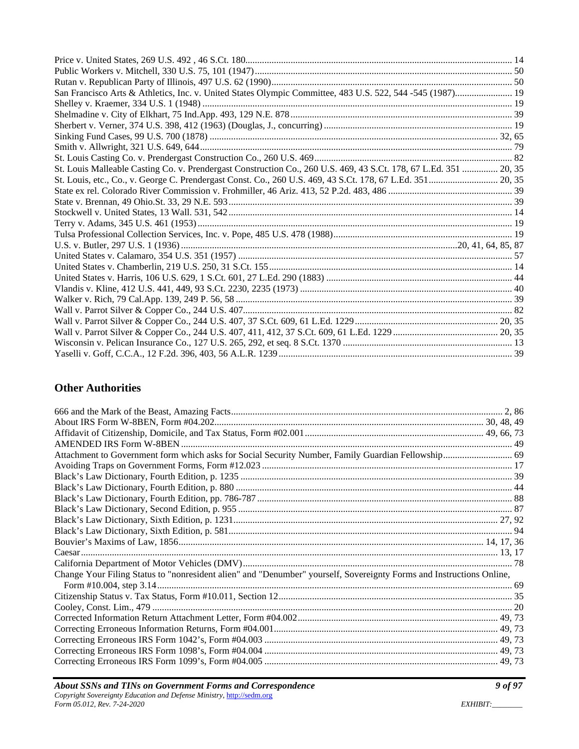Price v. United States, 269 U.S. 492 , 46 S.Ct. 180 ............................................................................................................ 14
Public Workers v. Mitchell, 330 U.S. 75, 101 (1947) ......................................................................................................... 50
Rutan v. Republican Party of Illinois, 497 U.S. 62 (1990) .................................................................................................. 50
San Francisco Arts & Athletics, Inc. v. United States Olympic Committee, 483 U.S. 522, 544 -545 (1987) ....................... 19
Shelley v. Kraemer, 334 U.S. 1 (1948) ............................................................................................................................... 19
Shelmadine v. City of Elkhart, 75 Ind.App. 493, 129 N.E. 878 ........................................................................................... 39
Sherbert v. Verner, 374 U.S. 398, 412 (1963) (Douglas, J., concurring) ............................................................................. 19
Sinking Fund Cases, 99 U.S. 700 (1878) ........................................................................................................................ 32, 65
Smith v. Allwright, 321 U.S. 649, 644 ............................................................................................................................... 79
St. Louis Casting Co. v. Prendergast Construction Co., 260 U.S. 469 ................................................................................. 82
St. Louis Malleable Casting Co. v. Prendergast Construction Co., 260 U.S. 469, 43 S.Ct. 178, 67 L.Ed. 351 ............... 20, 35
St. Louis, etc., Co., v. George C. Prendergast Const. Co., 260 U.S. 469, 43 S.Ct. 178, 67 L.Ed. 351 ............................. 20, 35
State ex rel. Colorado River Commission v. Frohmiller, 46 Ariz. 413, 52 P.2d. 483, 486 ................................................... 39
State v. Brennan, 49 Ohio.St. 33, 29 N.E. 593 .................................................................................................................... 39
Stockwell v. United States, 13 Wall. 531, 542 .................................................................................................................... 14
Terry v. Adams, 345 U.S. 461 (1953) ................................................................................................................................. 19
Tulsa Professional Collection Services, Inc. v. Pope, 485 U.S. 478 (1988) ......................................................................... 19
U.S. v. Butler, 297 U.S. 1 (1936) ..................................................................................................................20, 41, 64, 85, 87
United States v. Calamaro, 354 U.S. 351 (1957) ................................................................................................................. 57
United States v. Chamberlin, 219 U.S. 250, 31 S.Ct. 155 ................................................................................................... 14
United States v. Harris, 106 U.S. 629, 1 S.Ct. 601, 27 L.Ed. 290 (1883) ............................................................................ 44
Vlandis v. Kline, 412 U.S. 441, 449, 93 S.Ct. 2230, 2235 (1973) ....................................................................................... 40
Walker v. Rich, 79 Cal.App. 139, 249 P. 56, 58 .................................................................................................................. 39
Wall v. Parrot Silver & Copper Co., 244 U.S. 407 ............................................................................................................... 82
Wall v. Parrot Silver & Copper Co., 244 U.S. 407, 37 S.Ct. 609, 61 L.Ed. 1229 .......................................................... 20, 35
Wall v. Parrot Silver & Copper Co., 244 U.S. 407, 411, 412, 37 S.Ct. 609, 61 L.Ed. 1229 ........................................... 20, 35
Wisconsin v. Pelican Insurance Co., 127 U.S. 265, 292, et seq. 8 S.Ct. 1370 ..................................................................... 13
Yaselli v. Goff, C.C.A., 12 F.2d. 396, 403, 56 A.L.R. 1239 ................................................................................................ 39

## Other Authorities

666 and the Mark of the Beast, Amazing Facts ............................................................................................................... 2, 86
About IRS Form W-8BEN, Form #04.202 ............................................................................................................. 30, 48, 49
Affidavit of Citizenship, Domicile, and Tax Status, Form #02.001 ........................................................................ 49, 66, 73
AMENDED IRS Form W-8BEN ......................................................................................................................................... 49
Attachment to Government form which asks for Social Security Number, Family Guardian Fellowship ........................... 69
Avoiding Traps on Government Forms, Form #12.023 ....................................................................................................... 17
Black's Law Dictionary, Fourth Edition, p. 1235 ................................................................................................................ 39
Black's Law Dictionary, Fourth Edition, p. 880 .................................................................................................................. 44
Black's Law Dictionary, Fourth Edition, pp. 786-787 ......................................................................................................... 88
Black's Law Dictionary, Second Edition, p. 955 ................................................................................................................ 87
Black's Law Dictionary, Sixth Edition, p. 1231 ............................................................................................................. 27, 92
Black's Law Dictionary, Sixth Edition, p. 581 .................................................................................................................... 94
Bouvier's Maxims of Law, 1856 ............................................................................................................................ 14, 17, 36
Caesar ............................................................................................................................................................................ 13, 17
California Department of Motor Vehicles (DMV) .............................................................................................................. 78
Change Your Filing Status to "nonresident alien" and "Denumber" yourself, Sovereignty Forms and Instructions Online, Form #10.004, step 3.14 ................................................................................................................................................... 69
Citizenship Status v. Tax Status, Form #10.011, Section 12 ................................................................................................ 35
Cooley, Const. Lim., 479 .................................................................................................................................................... 20
Corrected Information Return Attachment Letter, Form #04.002 .................................................................................. 49, 73
Correcting Erroneous Information Returns, Form #04.001 ............................................................................................ 49, 73
Correcting Erroneous IRS Form 1042's, Form #04.003 ................................................................................................. 49, 73
Correcting Erroneous IRS Form 1098's, Form #04.004 ................................................................................................. 49, 73
Correcting Erroneous IRS Form 1099's, Form #04.005 ................................................................................................. 49, 73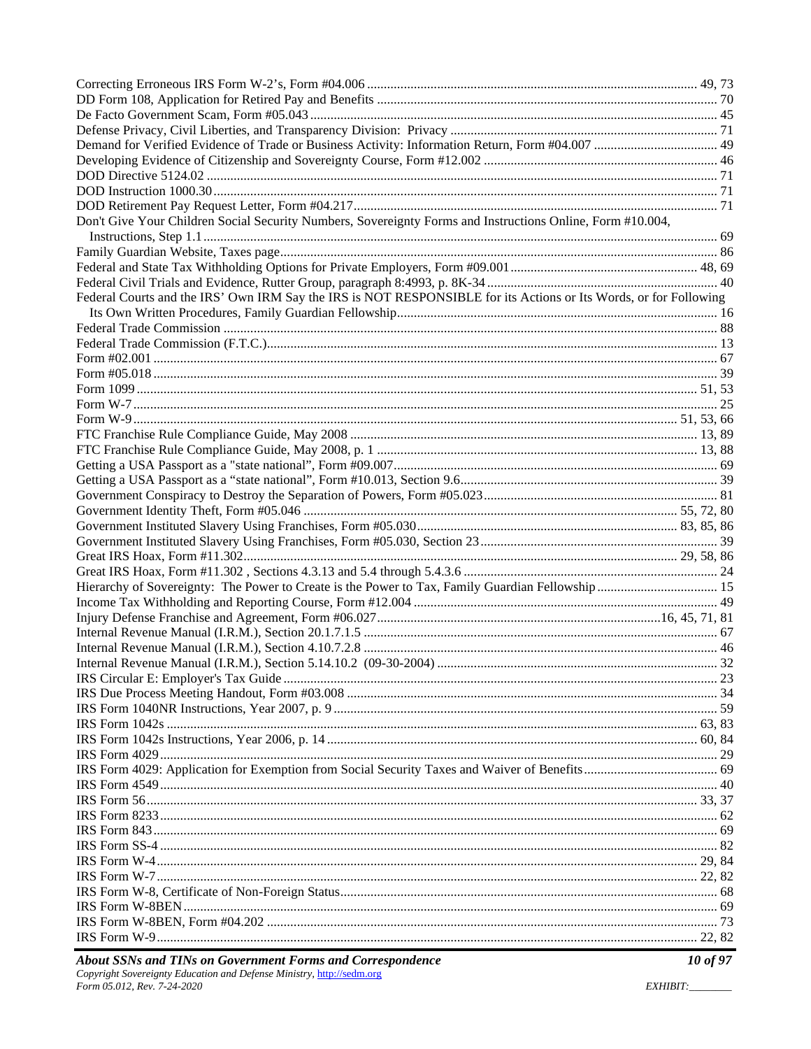Correcting Erroneous IRS Form W-2's, Form #04.006 ........ 49, 73
DD Form 108, Application for Retired Pay and Benefits ........ 70
De Facto Government Scam, Form #05.043 ........ 45
Defense Privacy, Civil Liberties, and Transparency Division: Privacy ........ 71
Demand for Verified Evidence of Trade or Business Activity: Information Return, Form #04.007 ........ 49
Developing Evidence of Citizenship and Sovereignty Course, Form #12.002 ........ 46
DOD Directive 5124.02 ........ 71
DOD Instruction 1000.30 ........ 71
DOD Retirement Pay Request Letter, Form #04.217 ........ 71
Don't Give Your Children Social Security Numbers, Sovereignty Forms and Instructions Online, Form #10.004, Instructions, Step 1.1 ........ 69
Family Guardian Website, Taxes page ........ 86
Federal and State Tax Withholding Options for Private Employers, Form #09.001 ........ 48, 69
Federal Civil Trials and Evidence, Rutter Group, paragraph 8:4993, p. 8K-34 ........ 40
Federal Courts and the IRS' Own IRM Say the IRS is NOT RESPONSIBLE for its Actions or Its Words, or for Following Its Own Written Procedures, Family Guardian Fellowship ........ 16
Federal Trade Commission ........ 88
Federal Trade Commission (F.T.C.) ........ 13
Form #02.001 ........ 67
Form #05.018 ........ 39
Form 1099 ........ 51, 53
Form W-7 ........ 25
Form W-9 ........ 51, 53, 66
FTC Franchise Rule Compliance Guide, May 2008 ........ 13, 89
FTC Franchise Rule Compliance Guide, May 2008, p. 1 ........ 13, 88
Getting a USA Passport as a "state national", Form #09.007 ........ 69
Getting a USA Passport as a "state national", Form #10.013, Section 9.6 ........ 39
Government Conspiracy to Destroy the Separation of Powers, Form #05.023 ........ 81
Government Identity Theft, Form #05.046 ........ 55, 72, 80
Government Instituted Slavery Using Franchises, Form #05.030 ........ 83, 85, 86
Government Instituted Slavery Using Franchises, Form #05.030, Section 23 ........ 39
Great IRS Hoax, Form #11.302 ........ 29, 58, 86
Great IRS Hoax, Form #11.302 , Sections 4.3.13 and 5.4 through 5.4.3.6 ........ 24
Hierarchy of Sovereignty: The Power to Create is the Power to Tax, Family Guardian Fellowship ........ 15
Income Tax Withholding and Reporting Course, Form #12.004 ........ 49
Injury Defense Franchise and Agreement, Form #06.027 ........ 16, 45, 71, 81
Internal Revenue Manual (I.R.M.), Section 20.1.7.1.5 ........ 67
Internal Revenue Manual (I.R.M.), Section 4.10.7.2.8 ........ 46
Internal Revenue Manual (I.R.M.), Section 5.14.10.2 (09-30-2004) ........ 32
IRS Circular E: Employer's Tax Guide ........ 23
IRS Due Process Meeting Handout, Form #03.008 ........ 34
IRS Form 1040NR Instructions, Year 2007, p. 9 ........ 59
IRS Form 1042s ........ 63, 83
IRS Form 1042s Instructions, Year 2006, p. 14 ........ 60, 84
IRS Form 4029 ........ 29
IRS Form 4029: Application for Exemption from Social Security Taxes and Waiver of Benefits ........ 69
IRS Form 4549 ........ 40
IRS Form 56 ........ 33, 37
IRS Form 8233 ........ 62
IRS Form 843 ........ 69
IRS Form SS-4 ........ 82
IRS Form W-4 ........ 29, 84
IRS Form W-7 ........ 22, 82
IRS Form W-8, Certificate of Non-Foreign Status ........ 68
IRS Form W-8BEN ........ 69
IRS Form W-8BEN, Form #04.202 ........ 73
IRS Form W-9 ........ 22, 82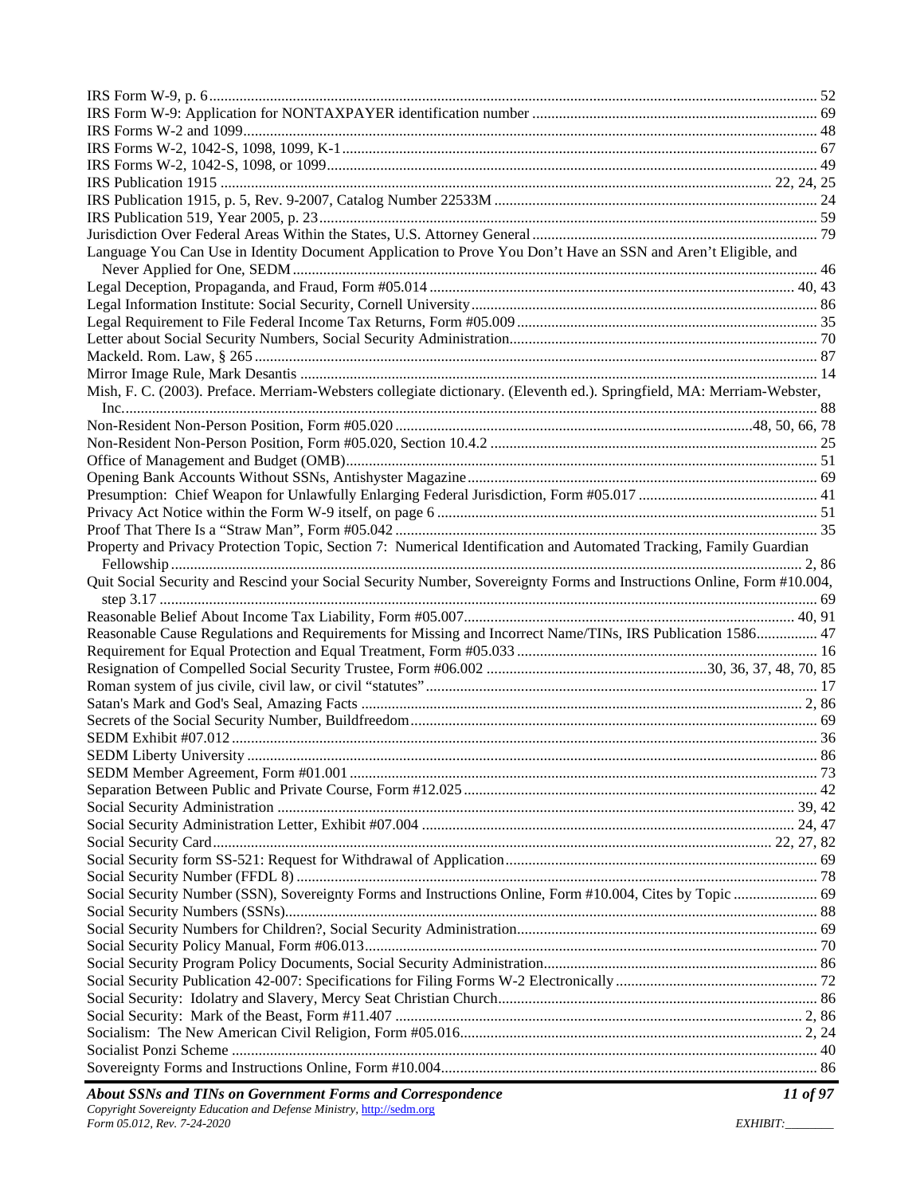IRS Form W-9, p. 6 ............................................................................................................................................. 52
IRS Form W-9: Application for NONTAXPAYER identification number ......................................................................... 69
IRS Forms W-2 and 1099..................................................................................................................................... 48
IRS Forms W-2, 1042-S, 1098, 1099, K-1 .......................................................................................................... 67
IRS Forms W-2, 1042-S, 1098, or 1099............................................................................................................... 49
IRS Publication 1915 ............................................................................................................................. 22, 24, 25
IRS Publication 1915, p. 5, Rev. 9-2007, Catalog Number 22533M ................................................................... 24
IRS Publication 519, Year 2005, p. 23................................................................................................................. 59
Jurisdiction Over Federal Areas Within the States, U.S. Attorney General ......................................................... 79
Language You Can Use in Identity Document Application to Prove You Don't Have an SSN and Aren't Eligible, and Never Applied for One, SEDM ........................................................................................................................ 46
Legal Deception, Propaganda, and Fraud, Form #05.014 ............................................................................... 40, 43
Legal Information Institute: Social Security, Cornell University.......................................................................... 86
Legal Requirement to File Federal Income Tax Returns, Form #05.009 ............................................................. 35
Letter about Social Security Numbers, Social Security Administration................................................................ 70
Mackeld. Rom. Law, § 265 ................................................................................................................................. 87
Mirror Image Rule, Mark Desantis ...................................................................................................................... 14
Mish, F. C. (2003). Preface. Merriam-Websters collegiate dictionary. (Eleventh ed.). Springfield, MA: Merriam-Webster, Inc.......................................................................................................................................................... 88
Non-Resident Non-Person Position, Form #05.020 ............................................................................ 48, 50, 66, 78
Non-Resident Non-Person Position, Form #05.020, Section 10.4.2 .................................................................... 25
Office of Management and Budget (OMB).......................................................................................................... 51
Opening Bank Accounts Without SSNs, Antishyster Magazine .......................................................................... 69
Presumption: Chief Weapon for Unlawfully Enlarging Federal Jurisdiction, Form #05.017 .............................. 41
Privacy Act Notice within the Form W-9 itself, on page 6 .................................................................................. 51
Proof That There Is a "Straw Man", Form #05.042 ............................................................................................. 35
Property and Privacy Protection Topic, Section 7: Numerical Identification and Automated Tracking, Family Guardian Fellowship ................................................................................................................................................... 2, 86
Quit Social Security and Rescind your Social Security Number, Sovereignty Forms and Instructions Online, Form #10.004, step 3.17 ......................................................................................................................................................... 69
Reasonable Belief About Income Tax Liability, Form #05.007..................................................................... 40, 91
Reasonable Cause Regulations and Requirements for Missing and Incorrect Name/TINs, IRS Publication 1586................ 47
Requirement for Equal Protection and Equal Treatment, Form #05.033 .............................................................. 16
Resignation of Compelled Social Security Trustee, Form #06.002 ......................................................... 30, 36, 37, 48, 70, 85
Roman system of jus civile, civil law, or civil "statutes" ..................................................................................... 17
Satan's Mark and God's Seal, Amazing Facts ................................................................................................... 2, 86
Secrets of the Social Security Number, Buildfreedom......................................................................................... 69
SEDM Exhibit #07.012 ........................................................................................................................................ 36
SEDM Liberty University .................................................................................................................................... 86
SEDM Member Agreement, Form #01.001 ......................................................................................................... 73
Separation Between Public and Private Course, Form #12.025 ........................................................................... 42
Social Security Administration ...................................................................................................................... 39, 42
Social Security Administration Letter, Exhibit #07.004 ................................................................................ 24, 47
Social Security Card............................................................................................................................... 22, 27, 82
Social Security form SS-521: Request for Withdrawal of Application................................................................. 69
Social Security Number (FFDL 8) ....................................................................................................................... 78
Social Security Number (SSN), Sovereignty Forms and Instructions Online, Form #10.004, Cites by Topic ...................... 69
Social Security Numbers (SSNs).......................................................................................................................... 88
Social Security Numbers for Children?, Social Security Administration.............................................................. 69
Social Security Policy Manual, Form #06.013..................................................................................................... 70
Social Security Program Policy Documents, Social Security Administration....................................................... 86
Social Security Publication 42-007: Specifications for Filing Forms W-2 Electronically .................................... 72
Social Security: Idolatry and Slavery, Mercy Seat Christian Church................................................................... 86
Social Security: Mark of the Beast, Form #11.407 ........................................................................................... 2, 86
Socialism: The New American Civil Religion, Form #05.016......................................................................... 2, 24
Socialist Ponzi Scheme ....................................................................................................................................... 40
Sovereignty Forms and Instructions Online, Form #10.004................................................................................. 86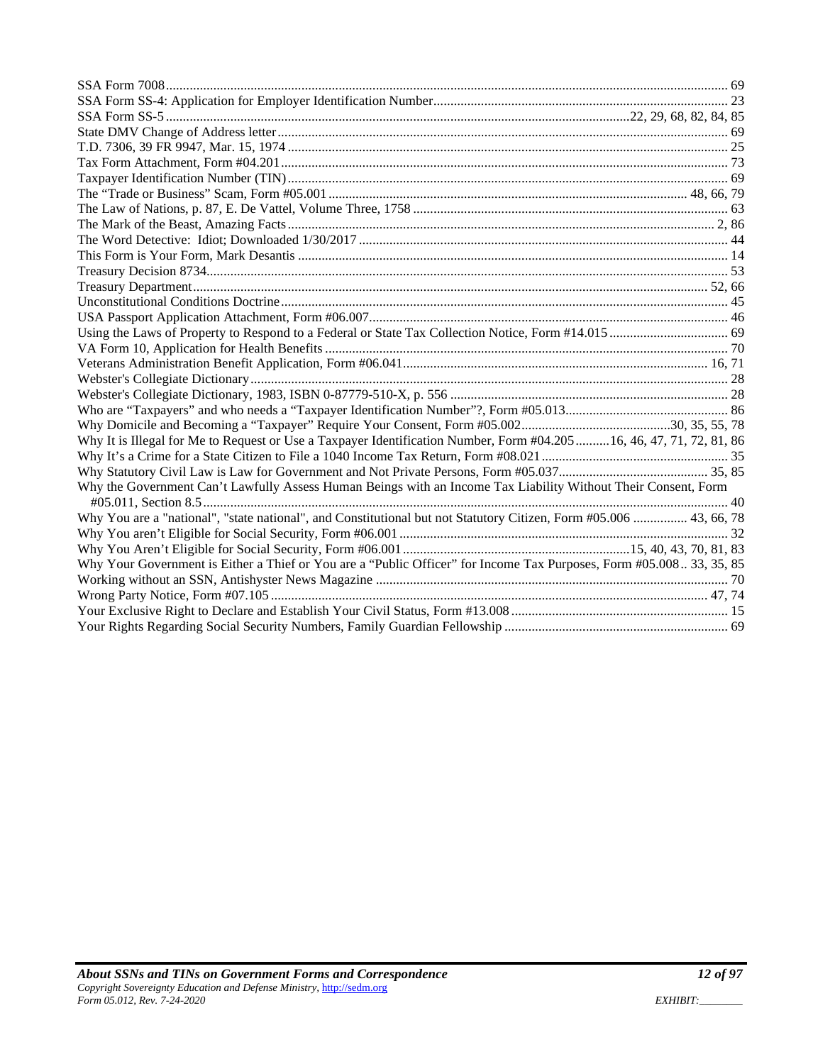SSA Form 7008 .... 69
SSA Form SS-4: Application for Employer Identification Number .... 23
SSA Form SS-5 .... 22, 29, 68, 82, 84, 85
State DMV Change of Address letter .... 69
T.D. 7306, 39 FR 9947, Mar. 15, 1974 .... 25
Tax Form Attachment, Form #04.201 .... 73
Taxpayer Identification Number (TIN) .... 69
The "Trade or Business" Scam, Form #05.001 .... 48, 66, 79
The Law of Nations, p. 87, E. De Vattel, Volume Three, 1758 .... 63
The Mark of the Beast, Amazing Facts .... 2, 86
The Word Detective: Idiot; Downloaded 1/30/2017 .... 44
This Form is Your Form, Mark Desantis .... 14
Treasury Decision 8734 .... 53
Treasury Department .... 52, 66
Unconstitutional Conditions Doctrine .... 45
USA Passport Application Attachment, Form #06.007 .... 46
Using the Laws of Property to Respond to a Federal or State Tax Collection Notice, Form #14.015 .... 69
VA Form 10, Application for Health Benefits .... 70
Veterans Administration Benefit Application, Form #06.041 .... 16, 71
Webster's Collegiate Dictionary .... 28
Webster's Collegiate Dictionary, 1983, ISBN 0-87779-510-X, p. 556 .... 28
Who are "Taxpayers" and who needs a "Taxpayer Identification Number"?, Form #05.013 .... 86
Why Domicile and Becoming a "Taxpayer" Require Your Consent, Form #05.002 .... 30, 35, 55, 78
Why It is Illegal for Me to Request or Use a Taxpayer Identification Number, Form #04.205 .... 16, 46, 47, 71, 72, 81, 86
Why It's a Crime for a State Citizen to File a 1040 Income Tax Return, Form #08.021 .... 35
Why Statutory Civil Law is Law for Government and Not Private Persons, Form #05.037 .... 35, 85
Why the Government Can't Lawfully Assess Human Beings with an Income Tax Liability Without Their Consent, Form #05.011, Section 8.5 .... 40
Why You are a "national", "state national", and Constitutional but not Statutory Citizen, Form #05.006 .... 43, 66, 78
Why You aren't Eligible for Social Security, Form #06.001 .... 32
Why You Aren't Eligible for Social Security, Form #06.001 .... 15, 40, 43, 70, 81, 83
Why Your Government is Either a Thief or You are a "Public Officer" for Income Tax Purposes, Form #05.008 .. 33, 35, 85
Working without an SSN, Antishyster News Magazine .... 70
Wrong Party Notice, Form #07.105 .... 47, 74
Your Exclusive Right to Declare and Establish Your Civil Status, Form #13.008 .... 15
Your Rights Regarding Social Security Numbers, Family Guardian Fellowship .... 69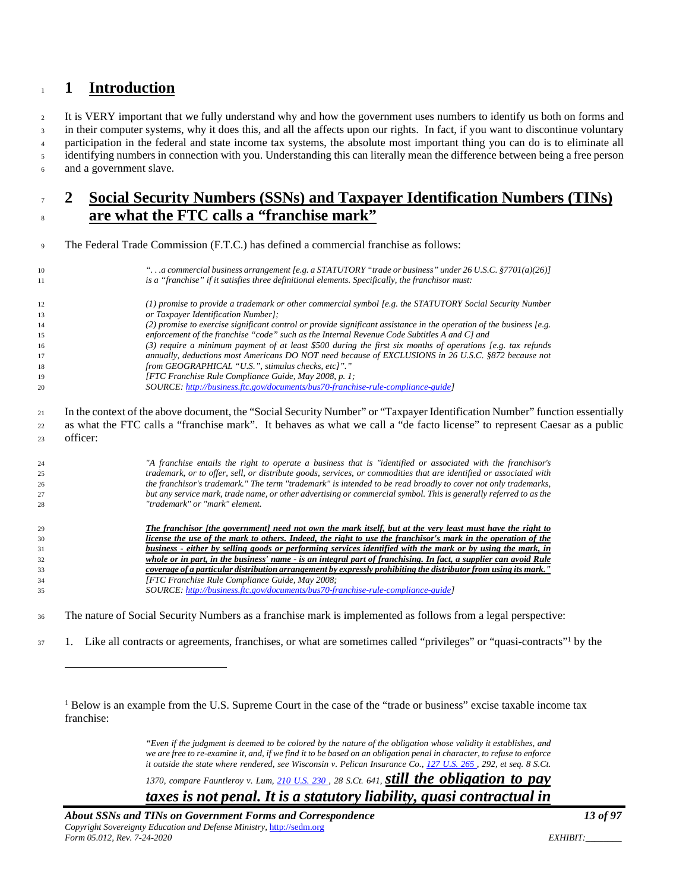# 1 Introduction

It is VERY important that we fully understand why and how the government uses numbers to identify us both on forms and in their computer systems, why it does this, and all the affects upon our rights. In fact, if you want to discontinue voluntary participation in the federal and state income tax systems, the absolute most important thing you can do is to eliminate all identifying numbers in connection with you. Understanding this can literally mean the difference between being a free person and a government slave.

# 2 Social Security Numbers (SSNs) and Taxpayer Identification Numbers (TINs) are what the FTC calls a "franchise mark"

The Federal Trade Commission (F.T.C.) has defined a commercial franchise as follows:

> *". . .a commercial business arrangement [e.g. a STATUTORY "trade or business" under 26 U.S.C. §7701(a)(26)] is a "franchise" if it satisfies three definitional elements. Specifically, the franchisor must:*
>
> *(1) promise to provide a trademark or other commercial symbol [e.g. the STATUTORY Social Security Number or Taxpayer Identification Number];*
> *(2) promise to exercise significant control or provide significant assistance in the operation of the business [e.g. enforcement of the franchise "code" such as the Internal Revenue Code Subtitles A and C] and*
> *(3) require a minimum payment of at least $500 during the first six months of operations [e.g. tax refunds annually, deductions most Americans DO NOT need because of EXCLUSIONS in 26 U.S.C. §872 because not from GEOGRAPHICAL "U.S.", stimulus checks, etc]"."*
> *[FTC Franchise Rule Compliance Guide, May 2008, p. 1;*
> *SOURCE: http://business.ftc.gov/documents/bus70-franchise-rule-compliance-guide]*

In the context of the above document, the "Social Security Number" or "Taxpayer Identification Number" function essentially as what the FTC calls a "franchise mark". It behaves as what we call a "de facto license" to represent Caesar as a public officer:

> *"A franchise entails the right to operate a business that is "identified or associated with the franchisor's trademark, or to offer, sell, or distribute goods, services, or commodities that are identified or associated with the franchisor's trademark." The term "trademark" is intended to be read broadly to cover not only trademarks, but any service mark, trade name, or other advertising or commercial symbol. This is generally referred to as the "trademark" or "mark" element.*
>
> ***The franchisor [the government] need not own the mark itself, but at the very least must have the right to license the use of the mark to others. Indeed, the right to use the franchisor's mark in the operation of the business - either by selling goods or performing services identified with the mark or by using the mark, in whole or in part, in the business' name - is an integral part of franchising. In fact, a supplier can avoid Rule coverage of a particular distribution arrangement by expressly prohibiting the distributor from using its mark."***
> *[FTC Franchise Rule Compliance Guide, May 2008;*
> *SOURCE: http://business.ftc.gov/documents/bus70-franchise-rule-compliance-guide]*

The nature of Social Security Numbers as a franchise mark is implemented as follows from a legal perspective:

1. Like all contracts or agreements, franchises, or what are sometimes called "privileges" or "quasi-contracts"[1] by the

---

[1] Below is an example from the U.S. Supreme Court in the case of the "trade or business" excise taxable income tax franchise:

> *"Even if the judgment is deemed to be colored by the nature of the obligation whose validity it establishes, and we are free to re-examine it, and, if we find it to be based on an obligation penal in character, to refuse to enforce it outside the state where rendered, see Wisconsin v. Pelican Insurance Co., 127 U.S. 265 , 292, et seq. 8 S.Ct. 1370, compare Fauntleroy v. Lum, 210 U.S. 230 , 28 S.Ct. 641,* ***still the obligation to pay taxes is not penal. It is a statutory liability, quasi contractual in***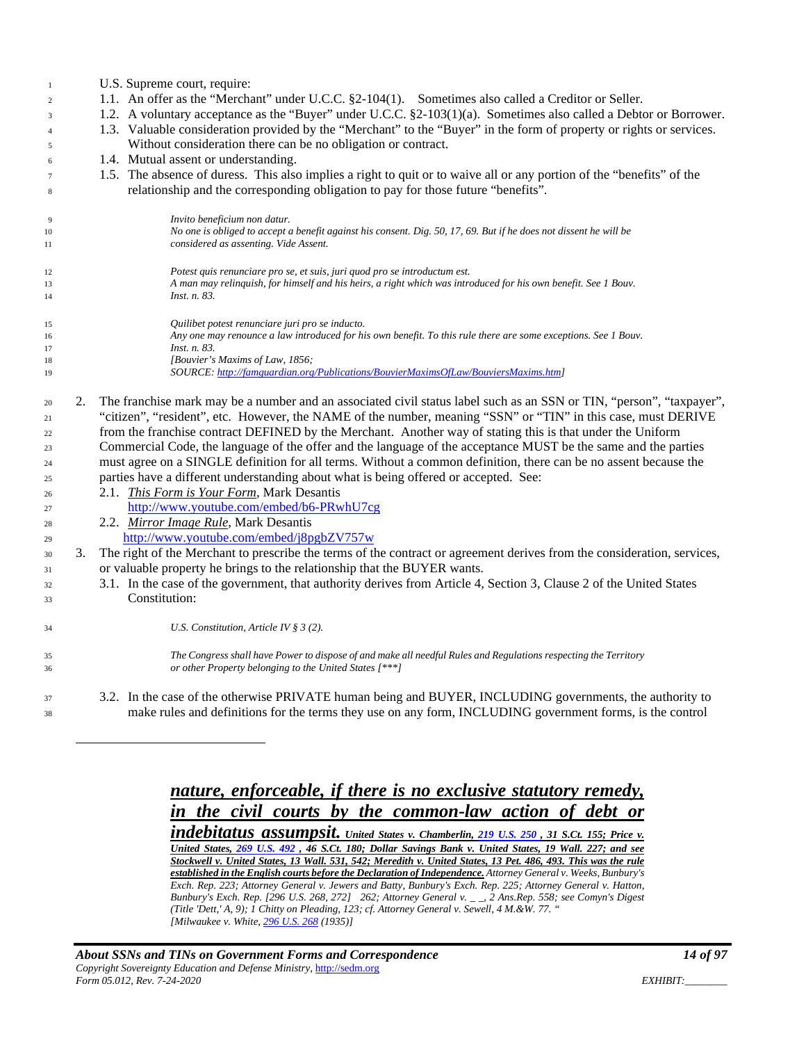U.S. Supreme court, require:

1.1. An offer as the "Merchant" under U.C.C. §2-104(1). Sometimes also called a Creditor or Seller.
1.2. A voluntary acceptance as the "Buyer" under U.C.C. §2-103(1)(a). Sometimes also called a Debtor or Borrower.
1.3. Valuable consideration provided by the "Merchant" to the "Buyer" in the form of property or rights or services. Without consideration there can be no obligation or contract.
1.4. Mutual assent or understanding.
1.5. The absence of duress. This also implies a right to quit or to waive all or any portion of the "benefits" of the relationship and the corresponding obligation to pay for those future "benefits".

> *Invito beneficium non datur.*
> *No one is obliged to accept a benefit against his consent. Dig. 50, 17, 69. But if he does not dissent he will be considered as assenting. Vide Assent.*
>
> *Potest quis renunciare pro se, et suis, juri quod pro se introductum est.*
> *A man may relinquish, for himself and his heirs, a right which was introduced for his own benefit. See 1 Bouv. Inst. n. 83.*
>
> *Quilibet potest renunciare juri pro se inducto.*
> *Any one may renounce a law introduced for his own benefit. To this rule there are some exceptions. See 1 Bouv. Inst. n. 83.*
> *[Bouvier's Maxims of Law, 1856;*
> *SOURCE: http://famguardian.org/Publications/BouvierMaximsOfLaw/BouviersMaxims.htm]*

2. The franchise mark may be a number and an associated civil status label such as an SSN or TIN, "person", "taxpayer", "citizen", "resident", etc. However, the NAME of the number, meaning "SSN" or "TIN" in this case, must DERIVE from the franchise contract DEFINED by the Merchant. Another way of stating this is that under the Uniform Commercial Code, the language of the offer and the language of the acceptance MUST be the same and the parties must agree on a SINGLE definition for all terms. Without a common definition, there can be no assent because the parties have a different understanding about what is being offered or accepted. See:
   2.1. *This Form is Your Form*, Mark Desantis
   http://www.youtube.com/embed/b6-PRwhU7cg
   2.2. *Mirror Image Rule*, Mark Desantis
   http://www.youtube.com/embed/j8pgbZV757w
3. The right of the Merchant to prescribe the terms of the contract or agreement derives from the consideration, services, or valuable property he brings to the relationship that the BUYER wants.
   3.1. In the case of the government, that authority derives from Article 4, Section 3, Clause 2 of the United States Constitution:

> *U.S. Constitution, Article IV § 3 (2).*
>
> *The Congress shall have Power to dispose of and make all needful Rules and Regulations respecting the Territory or other Property belonging to the United States [***]*

   3.2. In the case of the otherwise PRIVATE human being and BUYER, INCLUDING governments, the authority to make rules and definitions for the terms they use on any form, INCLUDING government forms, is the control

---

> ***nature, enforceable, if there is no exclusive statutory remedy, in the civil courts by the common-law action of debt or indebitatus assumpsit.*** ***United States v. Chamberlin, 219 U.S. 250 , 31 S.Ct. 155; Price v. United States, 269 U.S. 492 , 46 S.Ct. 180; Dollar Savings Bank v. United States, 19 Wall. 227; and see Stockwell v. United States, 13 Wall. 531, 542; Meredith v. United States, 13 Pet. 486, 493. This was the rule established in the English courts before the Declaration of Independence.*** *Attorney General v. Weeks, Bunbury's Exch. Rep. 223; Attorney General v. Jewers and Batty, Bunbury's Exch. Rep. 225; Attorney General v. Hatton, Bunbury's Exch. Rep. [296 U.S. 268, 272] 262; Attorney General v. _ _, 2 Ans.Rep. 558; see Comyn's Digest (Title 'Dett,' A, 9); 1 Chitty on Pleading, 123; cf. Attorney General v. Sewell, 4 M.&W. 77. "*
> *[Milwaukee v. White, 296 U.S. 268 (1935)]*